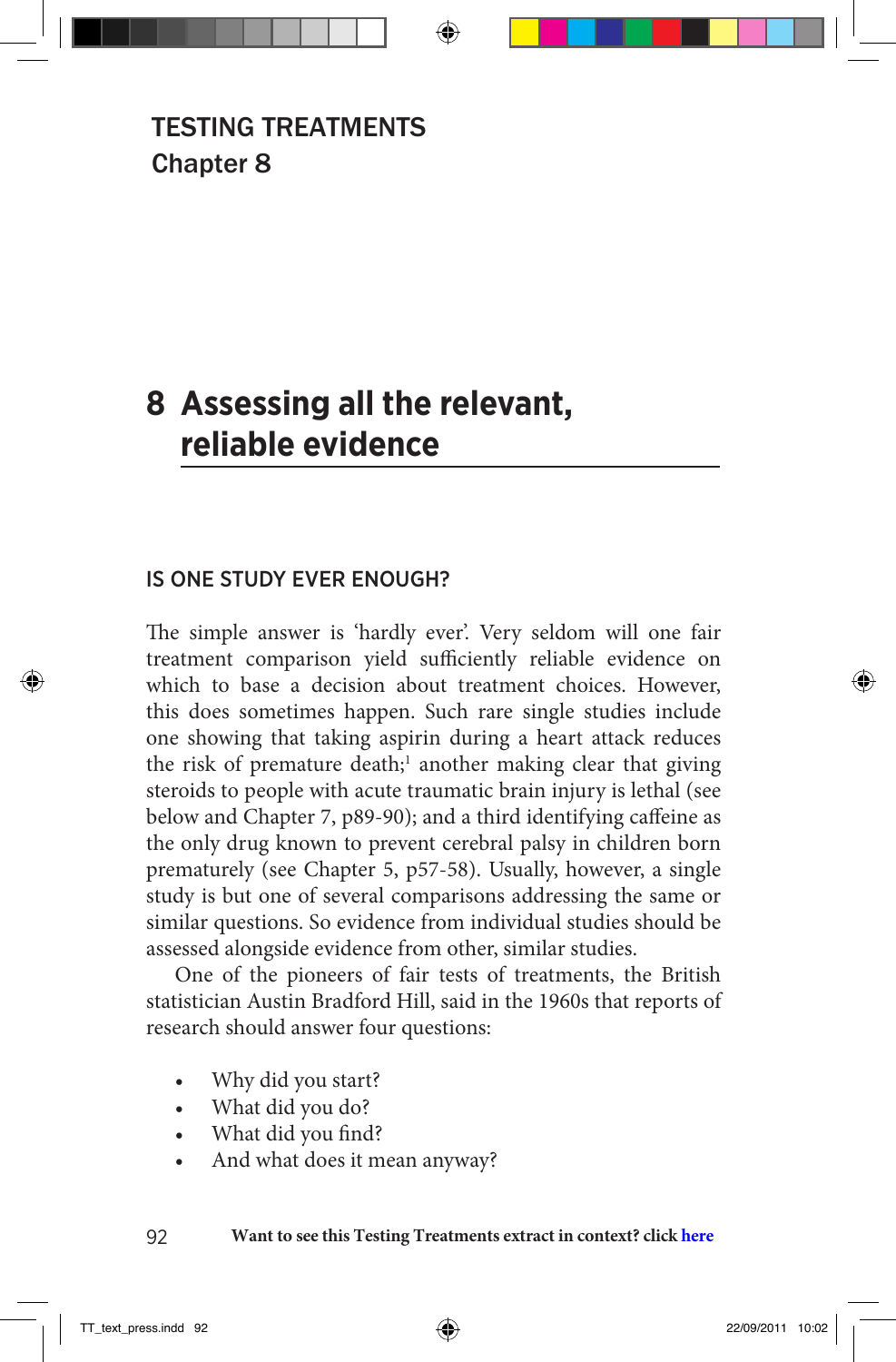TESTING TREATMENTS
Chapter 8

# 8 Assessing all the relevant, reliable evidence

## IS ONE STUDY EVER ENOUGH?

The simple answer is 'hardly ever'. Very seldom will one fair treatment comparison yield sufficiently reliable evidence on which to base a decision about treatment choices. However, this does sometimes happen. Such rare single studies include one showing that taking aspirin during a heart attack reduces the risk of premature death;[1] another making clear that giving steroids to people with acute traumatic brain injury is lethal (see below and Chapter 7, p89-90); and a third identifying caffeine as the only drug known to prevent cerebral palsy in children born prematurely (see Chapter 5, p57-58). Usually, however, a single study is but one of several comparisons addressing the same or similar questions. So evidence from individual studies should be assessed alongside evidence from other, similar studies.

One of the pioneers of fair tests of treatments, the British statistician Austin Bradford Hill, said in the 1960s that reports of research should answer four questions:

- Why did you start?
- What did you do?
- What did you find?
- And what does it mean anyway?

**Want to see this Testing Treatments extract in context? click here**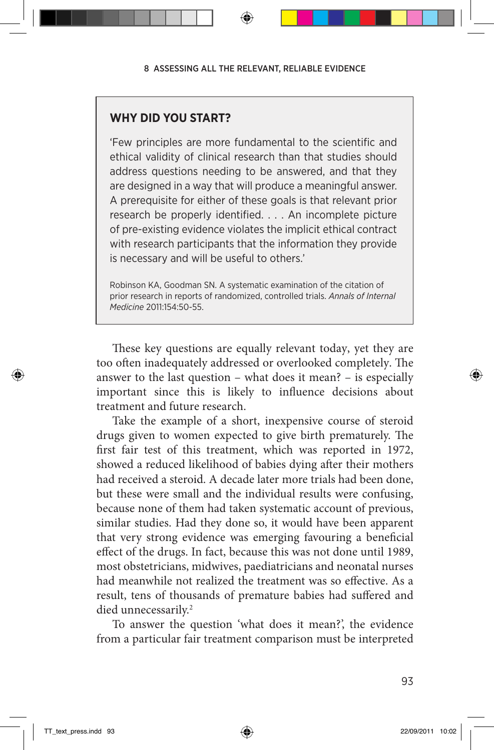### WHY DID YOU START?

'Few principles are more fundamental to the scientific and ethical validity of clinical research than that studies should address questions needing to be answered, and that they are designed in a way that will produce a meaningful answer. A prerequisite for either of these goals is that relevant prior research be properly identified. . . . An incomplete picture of pre-existing evidence violates the implicit ethical contract with research participants that the information they provide is necessary and will be useful to others.'

Robinson KA, Goodman SN. A systematic examination of the citation of prior research in reports of randomized, controlled trials. *Annals of Internal Medicine* 2011:154:50-55.

These key questions are equally relevant today, yet they are too often inadequately addressed or overlooked completely. The answer to the last question – what does it mean? – is especially important since this is likely to influence decisions about treatment and future research.

Take the example of a short, inexpensive course of steroid drugs given to women expected to give birth prematurely. The first fair test of this treatment, which was reported in 1972, showed a reduced likelihood of babies dying after their mothers had received a steroid. A decade later more trials had been done, but these were small and the individual results were confusing, because none of them had taken systematic account of previous, similar studies. Had they done so, it would have been apparent that very strong evidence was emerging favouring a beneficial effect of the drugs. In fact, because this was not done until 1989, most obstetricians, midwives, paediatricians and neonatal nurses had meanwhile not realized the treatment was so effective. As a result, tens of thousands of premature babies had suffered and died unnecessarily.[2]

To answer the question 'what does it mean?', the evidence from a particular fair treatment comparison must be interpreted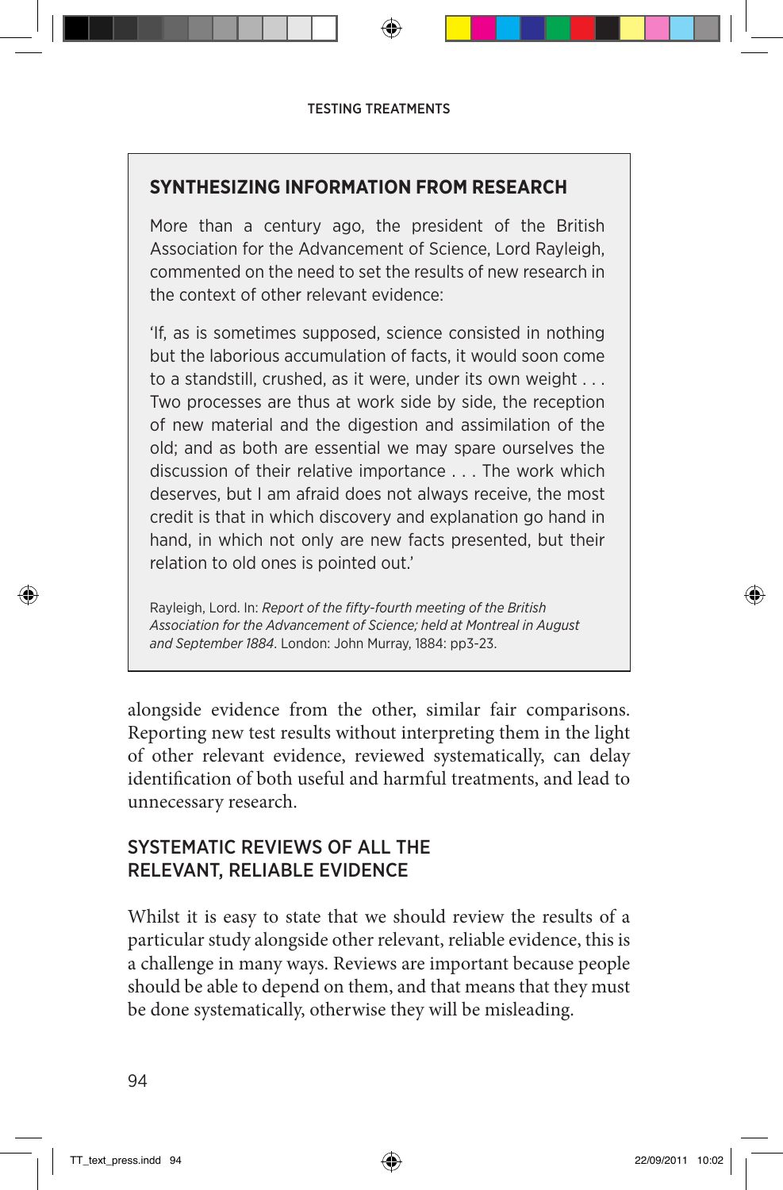## SYNTHESIZING INFORMATION FROM RESEARCH

More than a century ago, the president of the British Association for the Advancement of Science, Lord Rayleigh, commented on the need to set the results of new research in the context of other relevant evidence:

'If, as is sometimes supposed, science consisted in nothing but the laborious accumulation of facts, it would soon come to a standstill, crushed, as it were, under its own weight . . . Two processes are thus at work side by side, the reception of new material and the digestion and assimilation of the old; and as both are essential we may spare ourselves the discussion of their relative importance . . . The work which deserves, but I am afraid does not always receive, the most credit is that in which discovery and explanation go hand in hand, in which not only are new facts presented, but their relation to old ones is pointed out.'

Rayleigh, Lord. In: *Report of the fifty-fourth meeting of the British Association for the Advancement of Science; held at Montreal in August and September 1884*. London: John Murray, 1884: pp3-23.

alongside evidence from the other, similar fair comparisons. Reporting new test results without interpreting them in the light of other relevant evidence, reviewed systematically, can delay identification of both useful and harmful treatments, and lead to unnecessary research.

## SYSTEMATIC REVIEWS OF ALL THE RELEVANT, RELIABLE EVIDENCE

Whilst it is easy to state that we should review the results of a particular study alongside other relevant, reliable evidence, this is a challenge in many ways. Reviews are important because people should be able to depend on them, and that means that they must be done systematically, otherwise they will be misleading.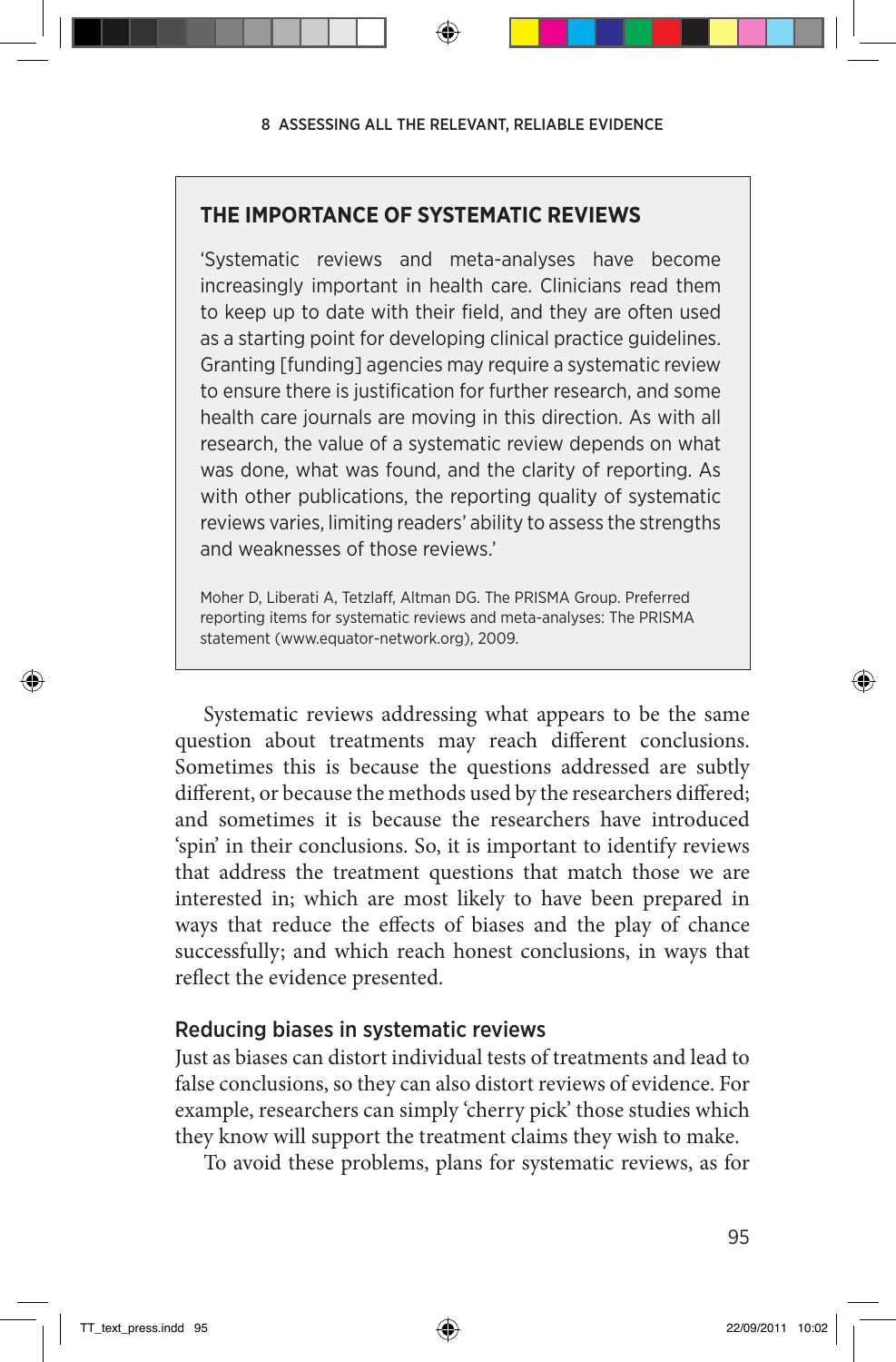## THE IMPORTANCE OF SYSTEMATIC REVIEWS

'Systematic reviews and meta-analyses have become increasingly important in health care. Clinicians read them to keep up to date with their field, and they are often used as a starting point for developing clinical practice guidelines. Granting [funding] agencies may require a systematic review to ensure there is justification for further research, and some health care journals are moving in this direction. As with all research, the value of a systematic review depends on what was done, what was found, and the clarity of reporting. As with other publications, the reporting quality of systematic reviews varies, limiting readers' ability to assess the strengths and weaknesses of those reviews.'

Moher D, Liberati A, Tetzlaff, Altman DG. The PRISMA Group. Preferred reporting items for systematic reviews and meta-analyses: The PRISMA statement (www.equator-network.org), 2009.

Systematic reviews addressing what appears to be the same question about treatments may reach different conclusions. Sometimes this is because the questions addressed are subtly different, or because the methods used by the researchers differed; and sometimes it is because the researchers have introduced 'spin' in their conclusions. So, it is important to identify reviews that address the treatment questions that match those we are interested in; which are most likely to have been prepared in ways that reduce the effects of biases and the play of chance successfully; and which reach honest conclusions, in ways that reflect the evidence presented.

### Reducing biases in systematic reviews

Just as biases can distort individual tests of treatments and lead to false conclusions, so they can also distort reviews of evidence. For example, researchers can simply 'cherry pick' those studies which they know will support the treatment claims they wish to make.

To avoid these problems, plans for systematic reviews, as for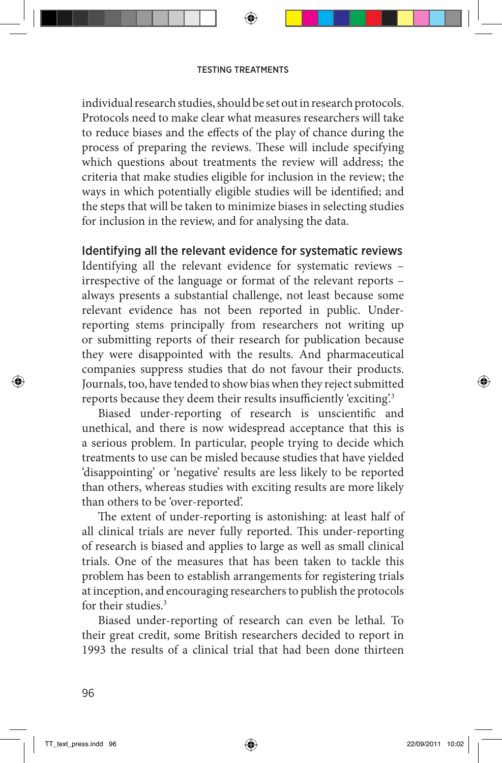individual research studies, should be set out in research protocols. Protocols need to make clear what measures researchers will take to reduce biases and the effects of the play of chance during the process of preparing the reviews. These will include specifying which questions about treatments the review will address; the criteria that make studies eligible for inclusion in the review; the ways in which potentially eligible studies will be identified; and the steps that will be taken to minimize biases in selecting studies for inclusion in the review, and for analysing the data.

## Identifying all the relevant evidence for systematic reviews

Identifying all the relevant evidence for systematic reviews – irrespective of the language or format of the relevant reports – always presents a substantial challenge, not least because some relevant evidence has not been reported in public. Under-reporting stems principally from researchers not writing up or submitting reports of their research for publication because they were disappointed with the results. And pharmaceutical companies suppress studies that do not favour their products. Journals, too, have tended to show bias when they reject submitted reports because they deem their results insufficiently 'exciting'.[3]

Biased under-reporting of research is unscientific and unethical, and there is now widespread acceptance that this is a serious problem. In particular, people trying to decide which treatments to use can be misled because studies that have yielded 'disappointing' or 'negative' results are less likely to be reported than others, whereas studies with exciting results are more likely than others to be 'over-reported'.

The extent of under-reporting is astonishing: at least half of all clinical trials are never fully reported. This under-reporting of research is biased and applies to large as well as small clinical trials. One of the measures that has been taken to tackle this problem has been to establish arrangements for registering trials at inception, and encouraging researchers to publish the protocols for their studies.[3]

Biased under-reporting of research can even be lethal. To their great credit, some British researchers decided to report in 1993 the results of a clinical trial that had been done thirteen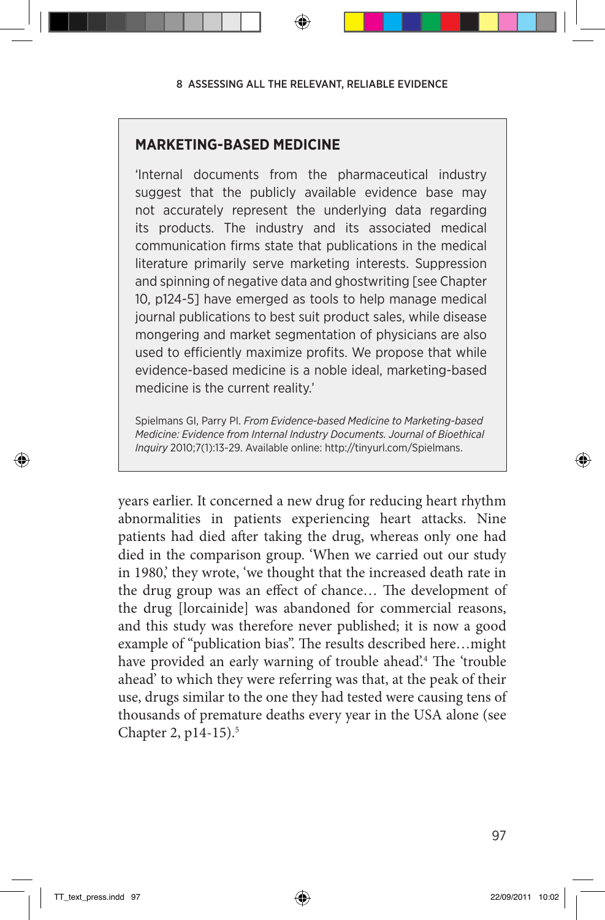## MARKETING-BASED MEDICINE

'Internal documents from the pharmaceutical industry suggest that the publicly available evidence base may not accurately represent the underlying data regarding its products. The industry and its associated medical communication firms state that publications in the medical literature primarily serve marketing interests. Suppression and spinning of negative data and ghostwriting [see Chapter 10, p124-5] have emerged as tools to help manage medical journal publications to best suit product sales, while disease mongering and market segmentation of physicians are also used to efficiently maximize profits. We propose that while evidence-based medicine is a noble ideal, marketing-based medicine is the current reality.'

Spielmans GI, Parry PI. *From Evidence-based Medicine to Marketing-based Medicine: Evidence from Internal Industry Documents. Journal of Bioethical Inquiry* 2010;7(1):13-29. Available online: http://tinyurl.com/Spielmans.

years earlier. It concerned a new drug for reducing heart rhythm abnormalities in patients experiencing heart attacks. Nine patients had died after taking the drug, whereas only one had died in the comparison group. 'When we carried out our study in 1980,' they wrote, 'we thought that the increased death rate in the drug group was an effect of chance… The development of the drug [lorcainide] was abandoned for commercial reasons, and this study was therefore never published; it is now a good example of "publication bias". The results described here…might have provided an early warning of trouble ahead'.[4] The 'trouble ahead' to which they were referring was that, at the peak of their use, drugs similar to the one they had tested were causing tens of thousands of premature deaths every year in the USA alone (see Chapter 2, p14-15).[5]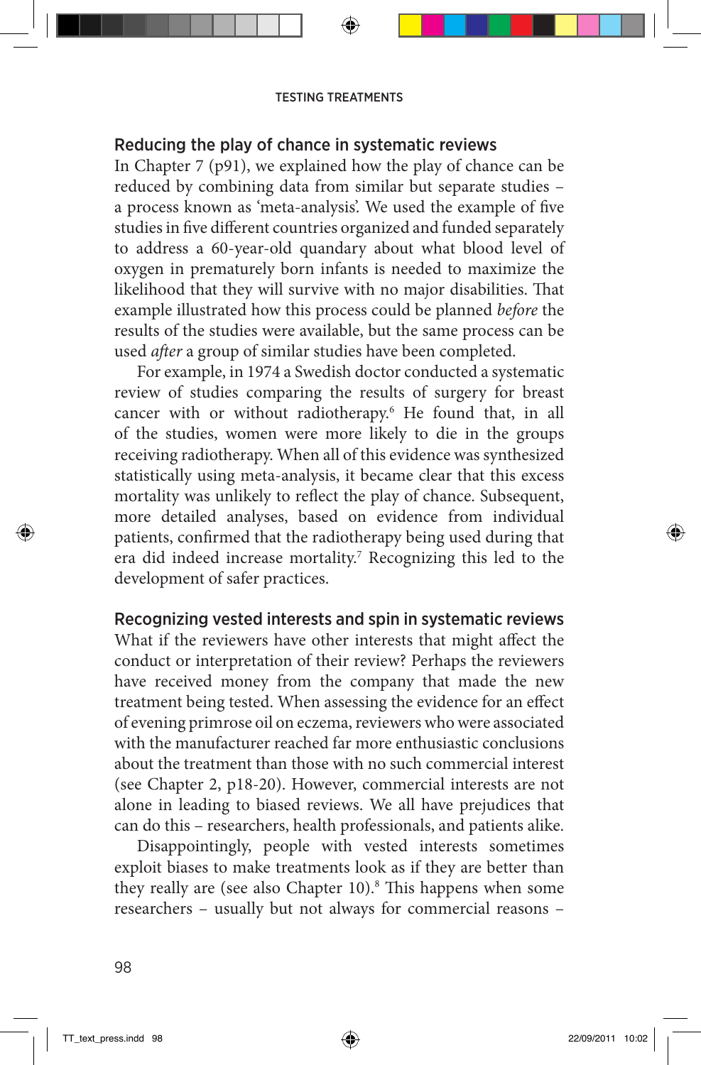## Reducing the play of chance in systematic reviews

In Chapter 7 (p91), we explained how the play of chance can be reduced by combining data from similar but separate studies – a process known as 'meta-analysis'. We used the example of five studies in five different countries organized and funded separately to address a 60-year-old quandary about what blood level of oxygen in prematurely born infants is needed to maximize the likelihood that they will survive with no major disabilities. That example illustrated how this process could be planned *before* the results of the studies were available, but the same process can be used *after* a group of similar studies have been completed.

For example, in 1974 a Swedish doctor conducted a systematic review of studies comparing the results of surgery for breast cancer with or without radiotherapy.[6] He found that, in all of the studies, women were more likely to die in the groups receiving radiotherapy. When all of this evidence was synthesized statistically using meta-analysis, it became clear that this excess mortality was unlikely to reflect the play of chance. Subsequent, more detailed analyses, based on evidence from individual patients, confirmed that the radiotherapy being used during that era did indeed increase mortality.[7] Recognizing this led to the development of safer practices.

## Recognizing vested interests and spin in systematic reviews

What if the reviewers have other interests that might affect the conduct or interpretation of their review? Perhaps the reviewers have received money from the company that made the new treatment being tested. When assessing the evidence for an effect of evening primrose oil on eczema, reviewers who were associated with the manufacturer reached far more enthusiastic conclusions about the treatment than those with no such commercial interest (see Chapter 2, p18-20). However, commercial interests are not alone in leading to biased reviews. We all have prejudices that can do this – researchers, health professionals, and patients alike.

Disappointingly, people with vested interests sometimes exploit biases to make treatments look as if they are better than they really are (see also Chapter 10).[8] This happens when some researchers – usually but not always for commercial reasons –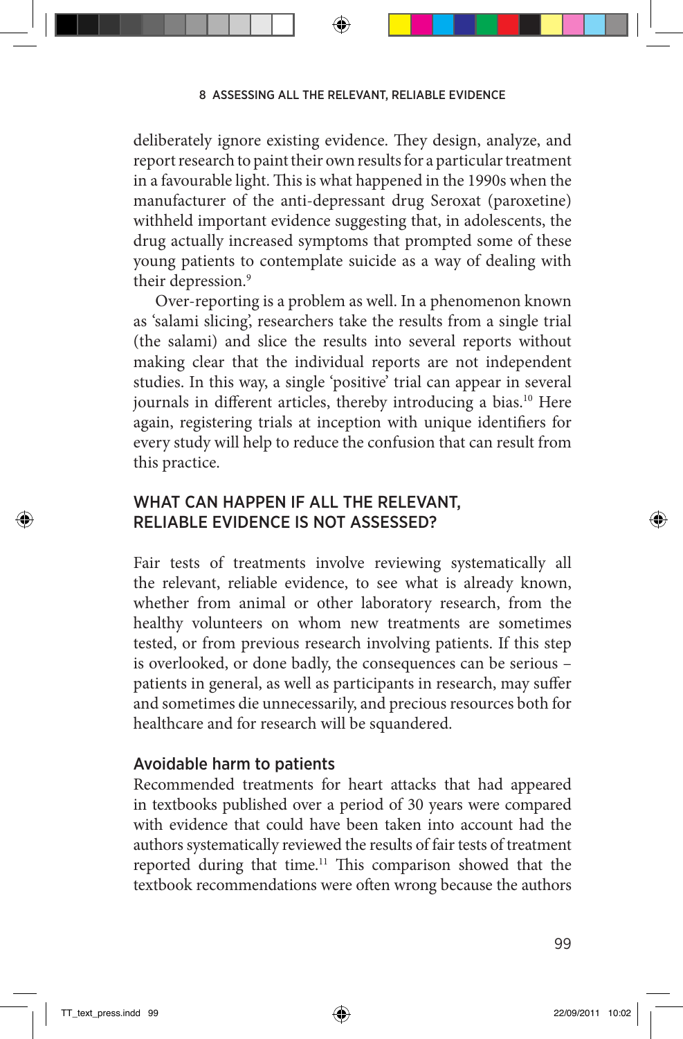deliberately ignore existing evidence. They design, analyze, and report research to paint their own results for a particular treatment in a favourable light. This is what happened in the 1990s when the manufacturer of the anti-depressant drug Seroxat (paroxetine) withheld important evidence suggesting that, in adolescents, the drug actually increased symptoms that prompted some of these young patients to contemplate suicide as a way of dealing with their depression.[9]

Over-reporting is a problem as well. In a phenomenon known as 'salami slicing', researchers take the results from a single trial (the salami) and slice the results into several reports without making clear that the individual reports are not independent studies. In this way, a single 'positive' trial can appear in several journals in different articles, thereby introducing a bias.[10] Here again, registering trials at inception with unique identifiers for every study will help to reduce the confusion that can result from this practice.

## WHAT CAN HAPPEN IF ALL THE RELEVANT, RELIABLE EVIDENCE IS NOT ASSESSED?

Fair tests of treatments involve reviewing systematically all the relevant, reliable evidence, to see what is already known, whether from animal or other laboratory research, from the healthy volunteers on whom new treatments are sometimes tested, or from previous research involving patients. If this step is overlooked, or done badly, the consequences can be serious – patients in general, as well as participants in research, may suffer and sometimes die unnecessarily, and precious resources both for healthcare and for research will be squandered.

### Avoidable harm to patients

Recommended treatments for heart attacks that had appeared in textbooks published over a period of 30 years were compared with evidence that could have been taken into account had the authors systematically reviewed the results of fair tests of treatment reported during that time.[11] This comparison showed that the textbook recommendations were often wrong because the authors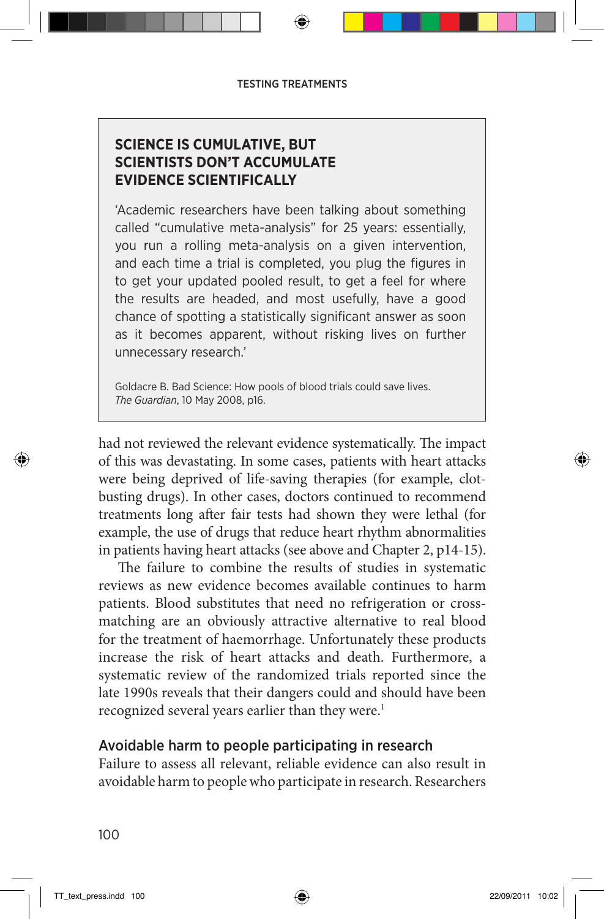> **SCIENCE IS CUMULATIVE, BUT SCIENTISTS DON'T ACCUMULATE EVIDENCE SCIENTIFICALLY**
>
> 'Academic researchers have been talking about something called "cumulative meta-analysis" for 25 years: essentially, you run a rolling meta-analysis on a given intervention, and each time a trial is completed, you plug the figures in to get your updated pooled result, to get a feel for where the results are headed, and most usefully, have a good chance of spotting a statistically significant answer as soon as it becomes apparent, without risking lives on further unnecessary research.'
>
> Goldacre B. Bad Science: How pools of blood trials could save lives. *The Guardian*, 10 May 2008, p16.

had not reviewed the relevant evidence systematically. The impact of this was devastating. In some cases, patients with heart attacks were being deprived of life-saving therapies (for example, clot-busting drugs). In other cases, doctors continued to recommend treatments long after fair tests had shown they were lethal (for example, the use of drugs that reduce heart rhythm abnormalities in patients having heart attacks (see above and Chapter 2, p14-15).

The failure to combine the results of studies in systematic reviews as new evidence becomes available continues to harm patients. Blood substitutes that need no refrigeration or cross-matching are an obviously attractive alternative to real blood for the treatment of haemorrhage. Unfortunately these products increase the risk of heart attacks and death. Furthermore, a systematic review of the randomized trials reported since the late 1990s reveals that their dangers could and should have been recognized several years earlier than they were.[1]

## Avoidable harm to people participating in research

Failure to assess all relevant, reliable evidence can also result in avoidable harm to people who participate in research. Researchers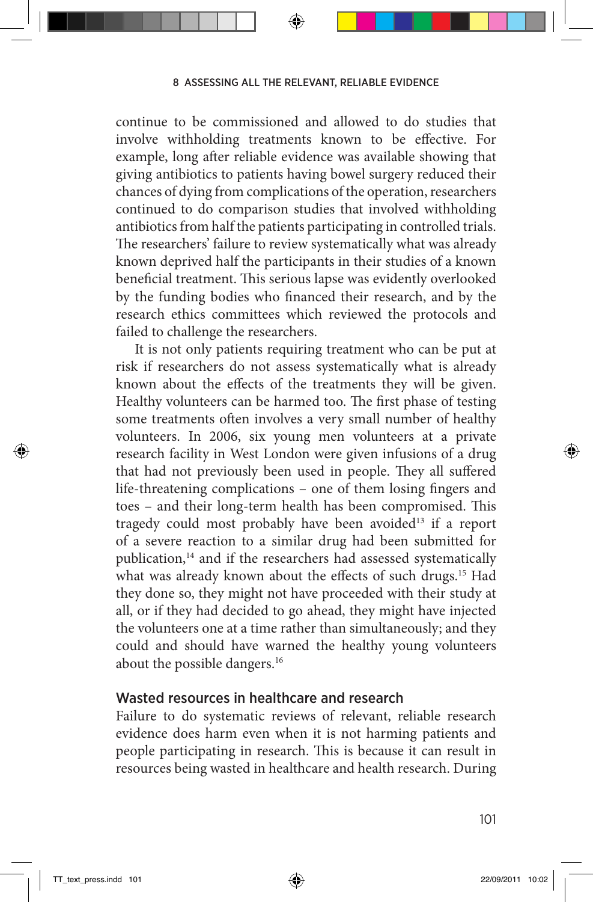continue to be commissioned and allowed to do studies that involve withholding treatments known to be effective. For example, long after reliable evidence was available showing that giving antibiotics to patients having bowel surgery reduced their chances of dying from complications of the operation, researchers continued to do comparison studies that involved withholding antibiotics from half the patients participating in controlled trials. The researchers' failure to review systematically what was already known deprived half the participants in their studies of a known beneficial treatment. This serious lapse was evidently overlooked by the funding bodies who financed their research, and by the research ethics committees which reviewed the protocols and failed to challenge the researchers.

It is not only patients requiring treatment who can be put at risk if researchers do not assess systematically what is already known about the effects of the treatments they will be given. Healthy volunteers can be harmed too. The first phase of testing some treatments often involves a very small number of healthy volunteers. In 2006, six young men volunteers at a private research facility in West London were given infusions of a drug that had not previously been used in people. They all suffered life-threatening complications – one of them losing fingers and toes – and their long-term health has been compromised. This tragedy could most probably have been avoided[13] if a report of a severe reaction to a similar drug had been submitted for publication,[14] and if the researchers had assessed systematically what was already known about the effects of such drugs.[15] Had they done so, they might not have proceeded with their study at all, or if they had decided to go ahead, they might have injected the volunteers one at a time rather than simultaneously; and they could and should have warned the healthy young volunteers about the possible dangers.[16]

## Wasted resources in healthcare and research

Failure to do systematic reviews of relevant, reliable research evidence does harm even when it is not harming patients and people participating in research. This is because it can result in resources being wasted in healthcare and health research. During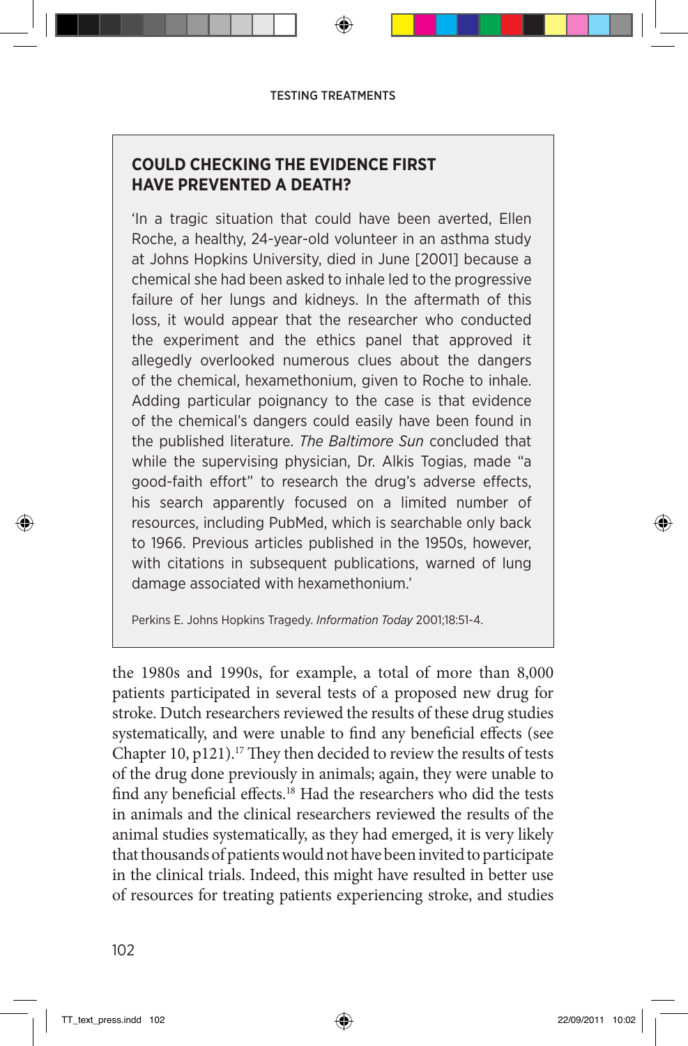## COULD CHECKING THE EVIDENCE FIRST HAVE PREVENTED A DEATH?

'In a tragic situation that could have been averted, Ellen Roche, a healthy, 24-year-old volunteer in an asthma study at Johns Hopkins University, died in June [2001] because a chemical she had been asked to inhale led to the progressive failure of her lungs and kidneys. In the aftermath of this loss, it would appear that the researcher who conducted the experiment and the ethics panel that approved it allegedly overlooked numerous clues about the dangers of the chemical, hexamethonium, given to Roche to inhale. Adding particular poignancy to the case is that evidence of the chemical's dangers could easily have been found in the published literature. *The Baltimore Sun* concluded that while the supervising physician, Dr. Alkis Togias, made "a good-faith effort" to research the drug's adverse effects, his search apparently focused on a limited number of resources, including PubMed, which is searchable only back to 1966. Previous articles published in the 1950s, however, with citations in subsequent publications, warned of lung damage associated with hexamethonium.'

Perkins E. Johns Hopkins Tragedy. *Information Today* 2001;18:51-4.

the 1980s and 1990s, for example, a total of more than 8,000 patients participated in several tests of a proposed new drug for stroke. Dutch researchers reviewed the results of these drug studies systematically, and were unable to find any beneficial effects (see Chapter 10, p121).[17] They then decided to review the results of tests of the drug done previously in animals; again, they were unable to find any beneficial effects.[18] Had the researchers who did the tests in animals and the clinical researchers reviewed the results of the animal studies systematically, as they had emerged, it is very likely that thousands of patients would not have been invited to participate in the clinical trials. Indeed, this might have resulted in better use of resources for treating patients experiencing stroke, and studies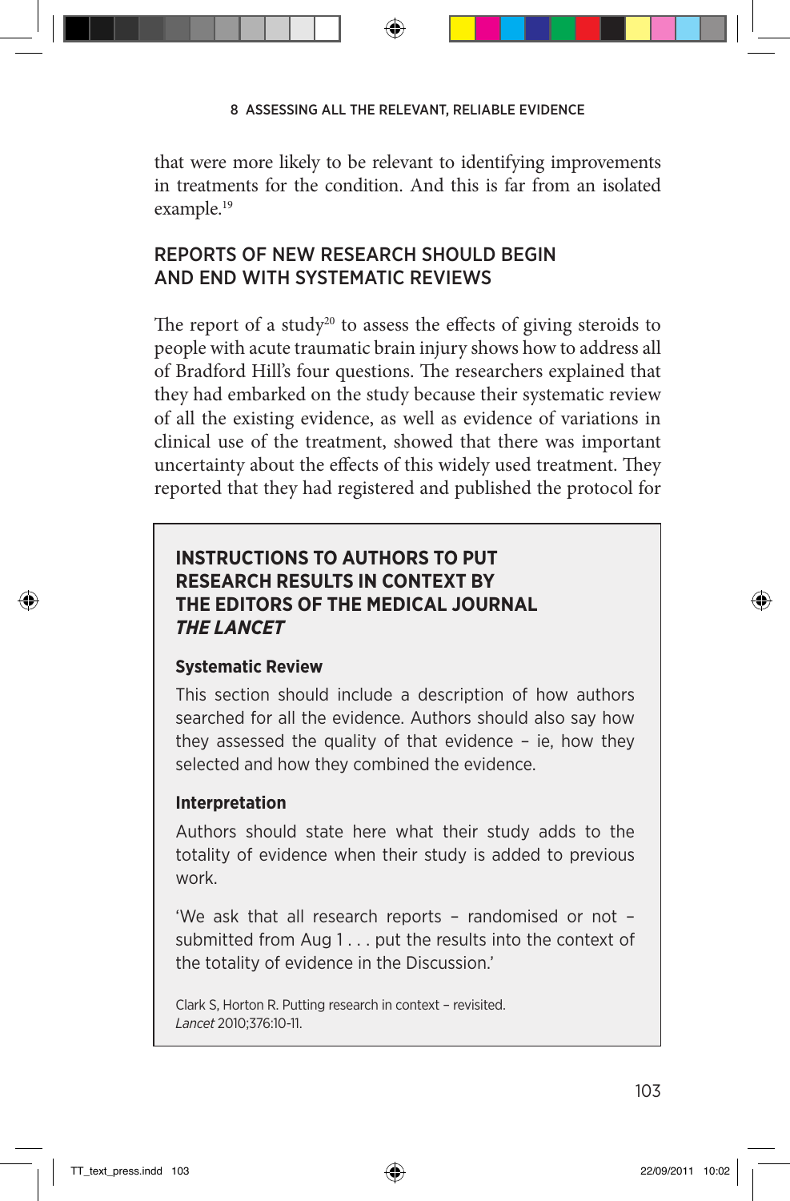that were more likely to be relevant to identifying improvements in treatments for the condition. And this is far from an isolated example.[19]

## REPORTS OF NEW RESEARCH SHOULD BEGIN AND END WITH SYSTEMATIC REVIEWS

The report of a study[20] to assess the effects of giving steroids to people with acute traumatic brain injury shows how to address all of Bradford Hill's four questions. The researchers explained that they had embarked on the study because their systematic review of all the existing evidence, as well as evidence of variations in clinical use of the treatment, showed that there was important uncertainty about the effects of this widely used treatment. They reported that they had registered and published the protocol for

> ### INSTRUCTIONS TO AUTHORS TO PUT RESEARCH RESULTS IN CONTEXT BY THE EDITORS OF THE MEDICAL JOURNAL *THE LANCET*
>
> **Systematic Review**
>
> This section should include a description of how authors searched for all the evidence. Authors should also say how they assessed the quality of that evidence – ie, how they selected and how they combined the evidence.
>
> **Interpretation**
>
> Authors should state here what their study adds to the totality of evidence when their study is added to previous work.
>
> 'We ask that all research reports – randomised or not – submitted from Aug 1 . . . put the results into the context of the totality of evidence in the Discussion.'
>
> Clark S, Horton R. Putting research in context – revisited. *Lancet* 2010;376:10-11.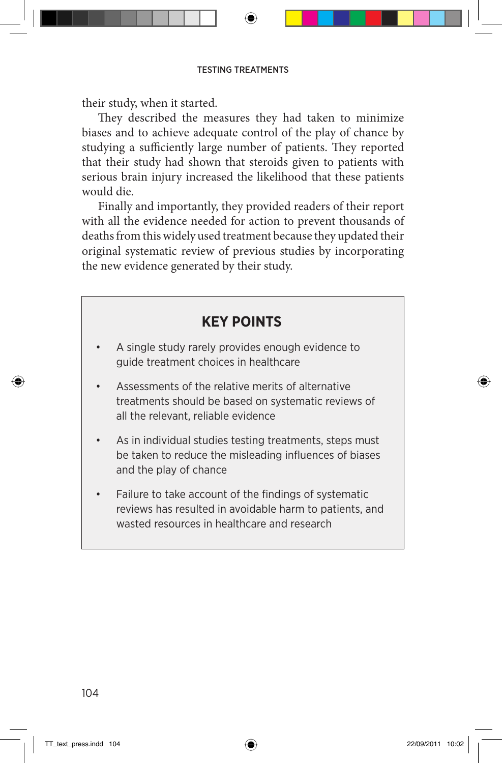their study, when it started.

They described the measures they had taken to minimize biases and to achieve adequate control of the play of chance by studying a sufficiently large number of patients. They reported that their study had shown that steroids given to patients with serious brain injury increased the likelihood that these patients would die.

Finally and importantly, they provided readers of their report with all the evidence needed for action to prevent thousands of deaths from this widely used treatment because they updated their original systematic review of previous studies by incorporating the new evidence generated by their study.

## KEY POINTS

- A single study rarely provides enough evidence to guide treatment choices in healthcare
- Assessments of the relative merits of alternative treatments should be based on systematic reviews of all the relevant, reliable evidence
- As in individual studies testing treatments, steps must be taken to reduce the misleading influences of biases and the play of chance
- Failure to take account of the findings of systematic reviews has resulted in avoidable harm to patients, and wasted resources in healthcare and research